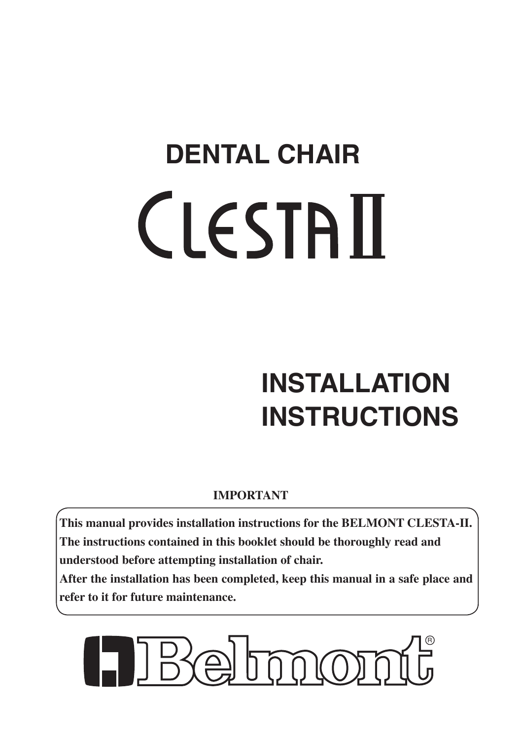# DENTAL CHAIR

# CLESTA II

## INSTALLATION INSTRUCTIONS

**IMPORTANT**

**This manual provides installation instructions for the BELMONT CLESTA-II. The instructions contained in this booklet should be thoroughly read and understood before attempting installation of chair.**
**After the installation has been completed, keep this manual in a safe place and refer to it for future maintenance.**

Belmont®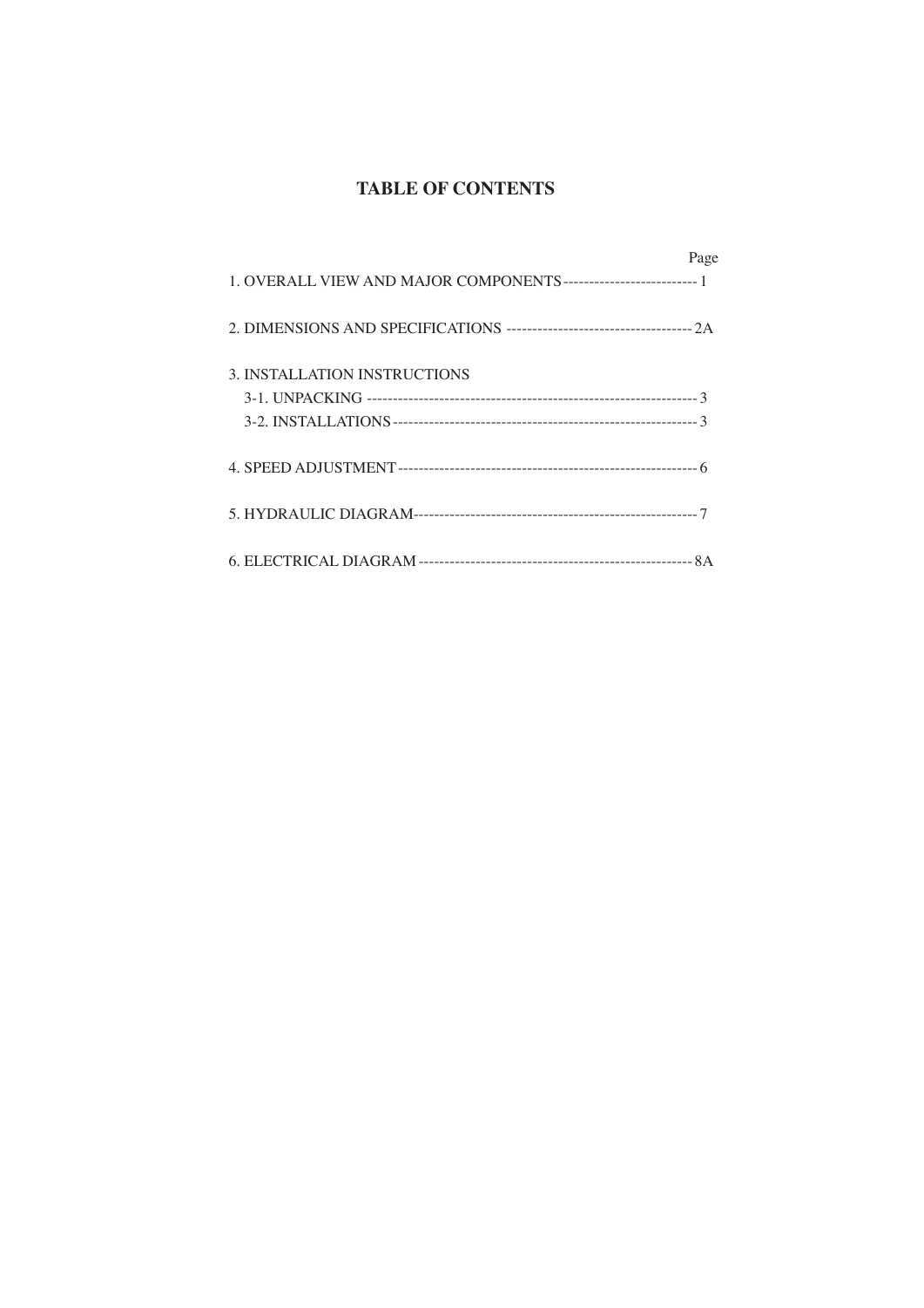# TABLE OF CONTENTS

| | Page |
|---|---|
| 1. OVERALL VIEW AND MAJOR COMPONENTS | 1 |
| 2. DIMENSIONS AND SPECIFICATIONS | 2A |
| 3. INSTALLATION INSTRUCTIONS | |
| 3-1. UNPACKING | 3 |
| 3-2. INSTALLATIONS | 3 |
| 4. SPEED ADJUSTMENT | 6 |
| 5. HYDRAULIC DIAGRAM | 7 |
| 6. ELECTRICAL DIAGRAM | 8A |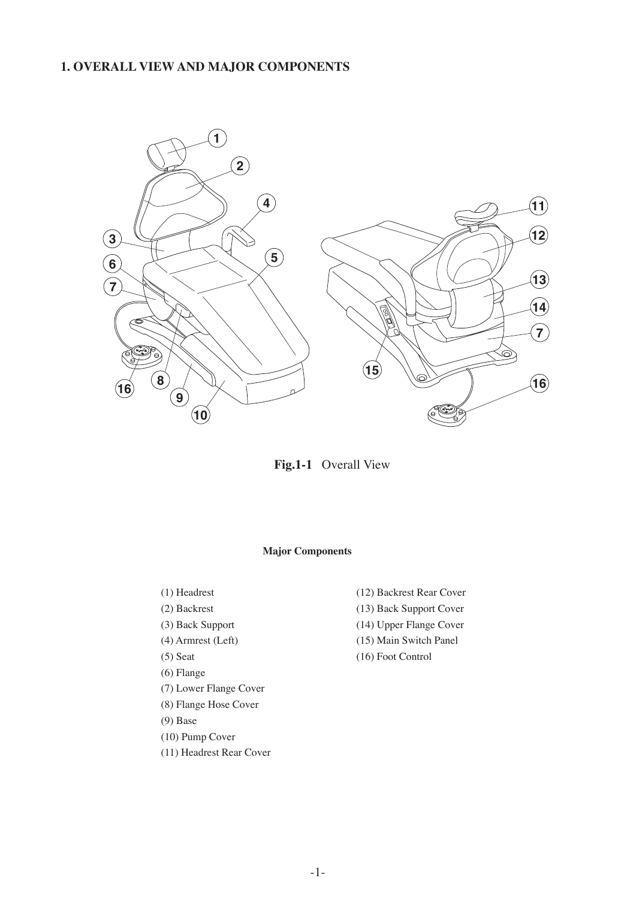# 1. OVERALL VIEW AND MAJOR COMPONENTS

**Fig.1-1** Overall View

**Major Components**

(1) Headrest
(2) Backrest
(3) Back Support
(4) Armrest (Left)
(5) Seat
(6) Flange
(7) Lower Flange Cover
(8) Flange Hose Cover
(9) Base
(10) Pump Cover
(11) Headrest Rear Cover
(12) Backrest Rear Cover
(13) Back Support Cover
(14) Upper Flange Cover
(15) Main Switch Panel
(16) Foot Control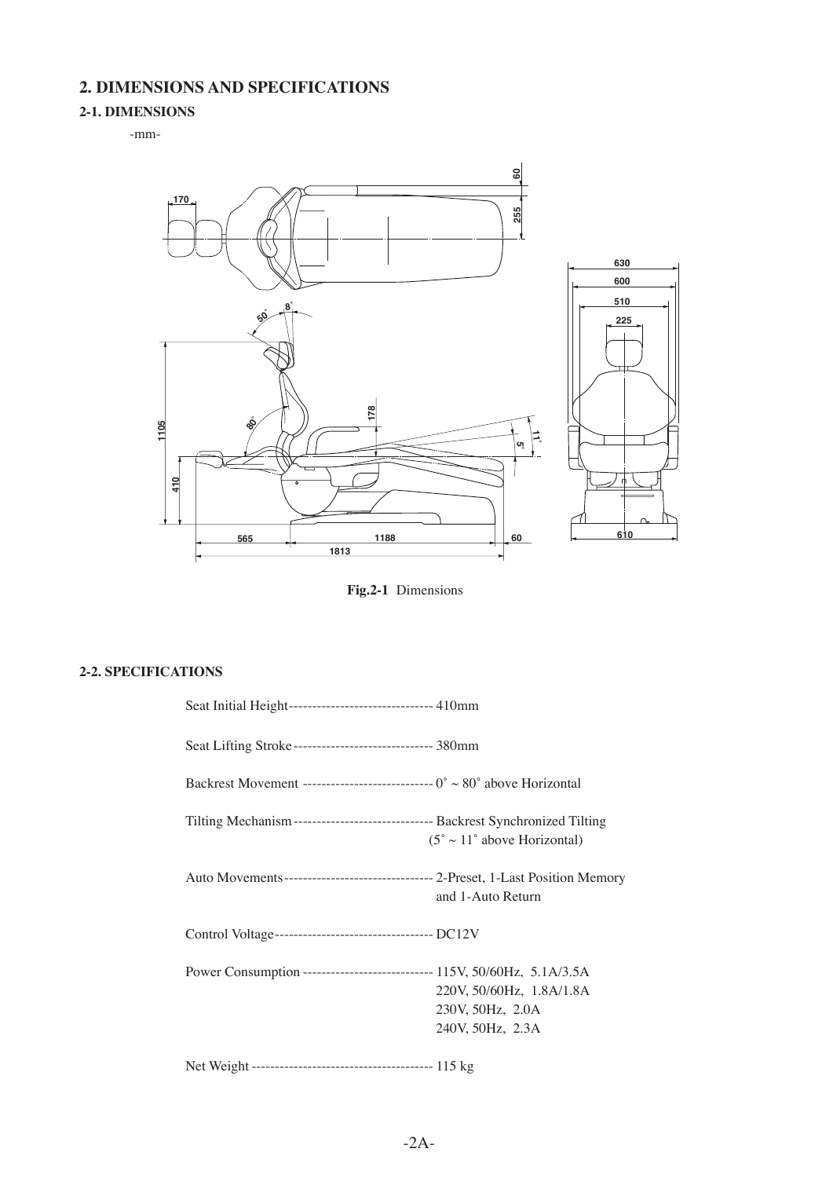## 2. DIMENSIONS AND SPECIFICATIONS

### 2-1. DIMENSIONS

-mm-

**Fig.2-1** Dimensions

### 2-2. SPECIFICATIONS

Seat Initial Height-------------------------------- 410mm

Seat Lifting Stroke------------------------------- 380mm

Backrest Movement ----------------------------- 0˚ ~ 80˚ above Horizontal

Tilting Mechanism------------------------------- Backrest Synchronized Tilting
(5˚ ~ 11˚ above Horizontal)

Auto Movements--------------------------------- 2-Preset, 1-Last Position Memory
and 1-Auto Return

Control Voltage----------------------------------- DC12V

Power Consumption ----------------------------- 115V, 50/60Hz, 5.1A/3.5A
220V, 50/60Hz, 1.8A/1.8A
230V, 50Hz, 2.0A
240V, 50Hz, 2.3A

Net Weight ---------------------------------------- 115 kg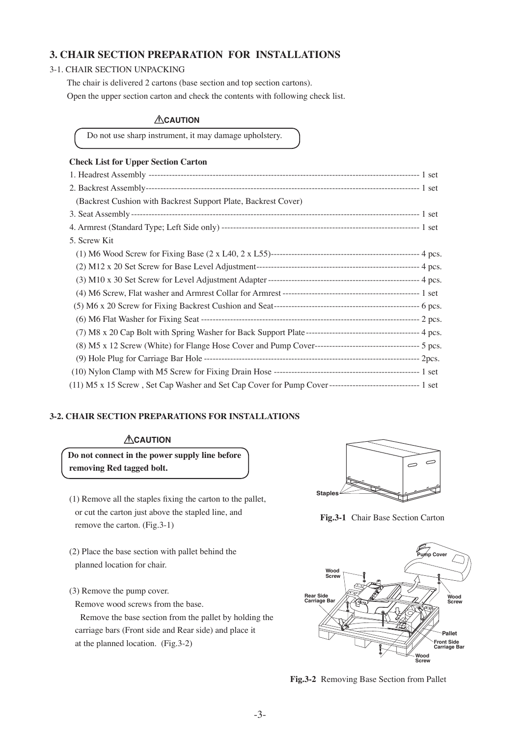# 3. CHAIR SECTION PREPARATION FOR INSTALLATIONS

3-1. CHAIR SECTION UNPACKING

The chair is delivered 2 cartons (base section and top section cartons).
Open the upper section carton and check the contents with following check list.

⚠CAUTION

Do not use sharp instrument, it may damage upholstery.

**Check List for Upper Section Carton**

1. Headrest Assembly ------------------------------------------------------------------------------------------ 1 set
2. Backrest Assembly------------------------------------------------------------------------------------------- 1 set
   (Backrest Cushion with Backrest Support Plate, Backrest Cover)
3. Seat Assembly ------------------------------------------------------------------------------------------------ 1 set
4. Armrest (Standard Type; Left Side only) ------------------------------------------------------------------ 1 set
5. Screw Kit
   (1) M6 Wood Screw for Fixing Base (2 x L40, 2 x L55)-------------------------------------------------- 4 pcs.
   (2) M12 x 20 Set Screw for Base Level Adjustment------------------------------------------------------- 4 pcs.
   (3) M10 x 30 Set Screw for Level Adjustment Adapter --------------------------------------------------- 4 pcs.
   (4) M6 Screw, Flat washer and Armrest Collar for Armrest ---------------------------------------------- 1 set
   (5) M6 x 20 Screw for Fixing Backrest Cushion and Seat------------------------------------------------- 6 pcs.
   (6) M6 Flat Washer for Fixing Seat ------------------------------------------------------------------------- 2 pcs.
   (7) M8 x 20 Cap Bolt with Spring Washer for Back Support Plate -------------------------------------- 4 pcs.
   (8) M5 x 12 Screw (White) for Flange Hose Cover and Pump Cover----------------------------------- 5 pcs.
   (9) Hole Plug for Carriage Bar Hole ------------------------------------------------------------------------ 2pcs.
   (10) Nylon Clamp with M5 Screw for Fixing Drain Hose ------------------------------------------------ 1 set
   (11) M5 x 15 Screw , Set Cap Washer and Set Cap Cover for Pump Cover ------------------------------ 1 set

### 3-2. CHAIR SECTION PREPARATIONS FOR INSTALLATIONS

⚠CAUTION

**Do not connect in the power supply line before removing Red tagged bolt.**

(1) Remove all the staples fixing the carton to the pallet, or cut the carton just above the stapled line, and remove the carton. (Fig.3-1)

(2) Place the base section with pallet behind the planned location for chair.

(3) Remove the pump cover.
Remove wood screws from the base.
Remove the base section from the pallet by holding the carriage bars (Front side and Rear side) and place it at the planned location. (Fig.3-2)

Staples

**Fig.3-1** Chair Base Section Carton

Pump Cover, Wood Screw, Rear Side Carriage Bar, Wood Screw, Pallet, Front Side Carriage Bar, Wood Screw

**Fig.3-2** Removing Base Section from Pallet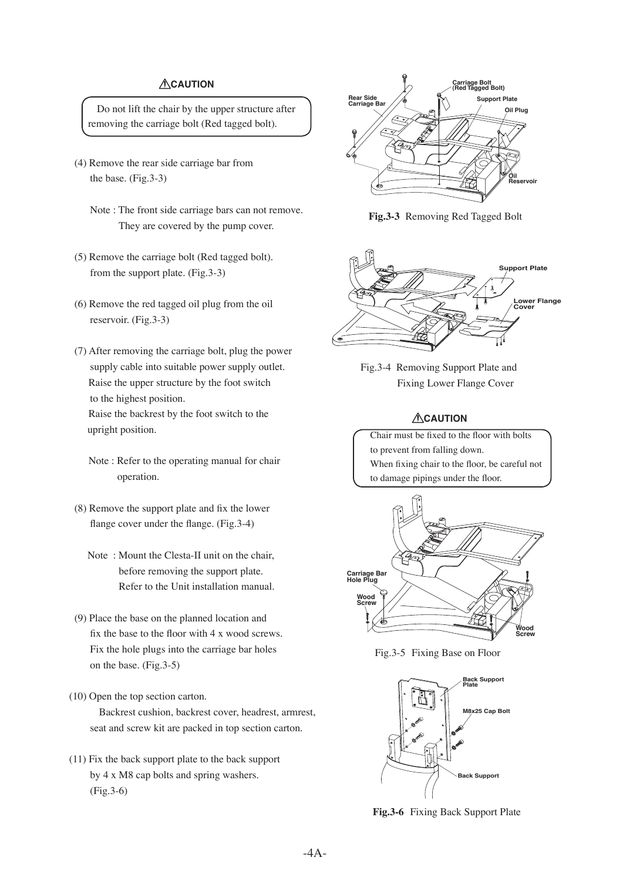**⚠CAUTION**

> Do not lift the chair by the upper structure after removing the carriage bolt (Red tagged bolt).

(4) Remove the rear side carriage bar from the base. (Fig.3-3)

Note : The front side carriage bars can not remove. They are covered by the pump cover.

(5) Remove the carriage bolt (Red tagged bolt). from the support plate. (Fig.3-3)

(6) Remove the red tagged oil plug from the oil reservoir. (Fig.3-3)

(7) After removing the carriage bolt, plug the power supply cable into suitable power supply outlet. Raise the upper structure by the foot switch to the highest position. Raise the backrest by the foot switch to the upright position.

Note : Refer to the operating manual for chair operation.

(8) Remove the support plate and fix the lower flange cover under the flange. (Fig.3-4)

Note : Mount the Clesta-II unit on the chair, before removing the support plate. Refer to the Unit installation manual.

(9) Place the base on the planned location and fix the base to the floor with 4 x wood screws. Fix the hole plugs into the carriage bar holes on the base. (Fig.3-5)

(10) Open the top section carton. Backrest cushion, backrest cover, headrest, armrest, seat and screw kit are packed in top section carton.

(11) Fix the back support plate to the back support by 4 x M8 cap bolts and spring washers. (Fig.3-6)

Rear Side Carriage Bar, Carriage Bolt (Red Tagged Bolt), Support Plate, Oil Plug, Oil Reservoir

**Fig.3-3** Removing Red Tagged Bolt

Support Plate, Lower Flange Cover

Fig.3-4 Removing Support Plate and Fixing Lower Flange Cover

**⚠CAUTION**

> Chair must be fixed to the floor with bolts to prevent from falling down.
> When fixing chair to the floor, be careful not to damage pipings under the floor.

Carriage Bar Hole Plug, Wood Screw, Wood Screw

Fig.3-5 Fixing Base on Floor

Back Support Plate, M8x25 Cap Bolt, Back Support

**Fig.3-6** Fixing Back Support Plate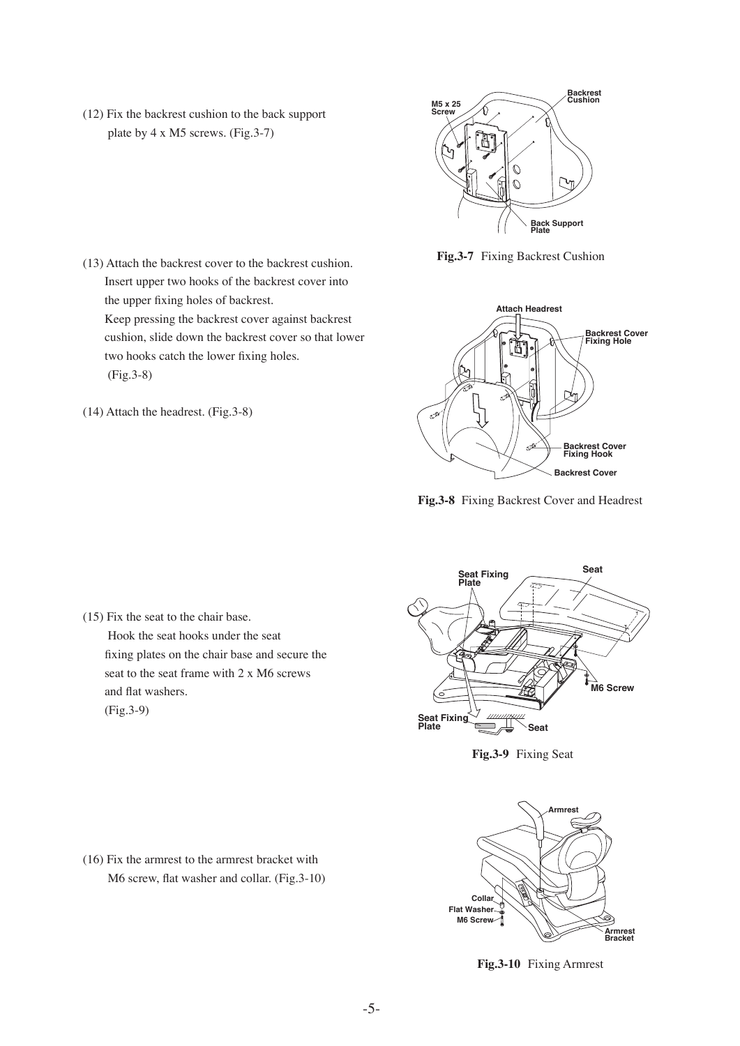(12) Fix the backrest cushion to the back support plate by 4 x M5 screws. (Fig.3-7)

M5 x 25 Screw

Backrest Cushion

Back Support Plate

**Fig.3-7** Fixing Backrest Cushion

(13) Attach the backrest cover to the backrest cushion. Insert upper two hooks of the backrest cover into the upper fixing holes of backrest. Keep pressing the backrest cover against backrest cushion, slide down the backrest cover so that lower two hooks catch the lower fixing holes. (Fig.3-8)

(14) Attach the headrest. (Fig.3-8)

Attach Headrest

Backrest Cover Fixing Hole

Backrest Cover Fixing Hook

Backrest Cover

**Fig.3-8** Fixing Backrest Cover and Headrest

(15) Fix the seat to the chair base. Hook the seat hooks under the seat fixing plates on the chair base and secure the seat to the seat frame with 2 x M6 screws and flat washers. (Fig.3-9)

Seat Fixing Plate

Seat

M6 Screw

Seat Fixing Plate

Seat

**Fig.3-9** Fixing Seat

(16) Fix the armrest to the armrest bracket with M6 screw, flat washer and collar. (Fig.3-10)

Armrest

Collar

Flat Washer

M6 Screw

Armrest Bracket

**Fig.3-10** Fixing Armrest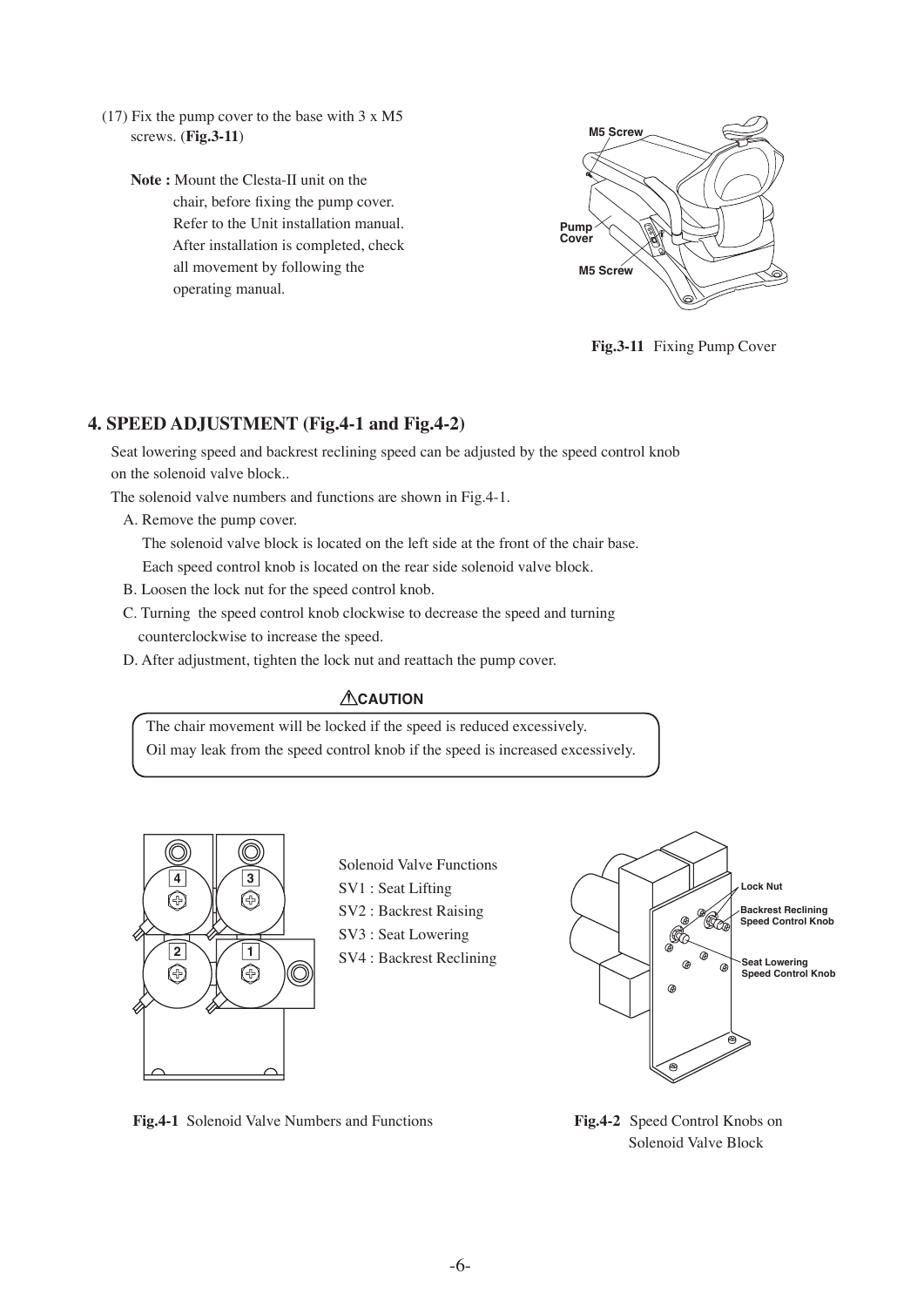(17) Fix the pump cover to the base with 3 x M5 screws. (**Fig.3-11**)

**Note :** Mount the Clesta-II unit on the chair, before fixing the pump cover. Refer to the Unit installation manual. After installation is completed, check all movement by following the operating manual.

**Fig.3-11** Fixing Pump Cover

## 4. SPEED ADJUSTMENT (Fig.4-1 and Fig.4-2)

Seat lowering speed and backrest reclining speed can be adjusted by the speed control knob on the solenoid valve block..

The solenoid valve numbers and functions are shown in Fig.4-1.

A. Remove the pump cover.
The solenoid valve block is located on the left side at the front of the chair base.
Each speed control knob is located on the rear side solenoid valve block.

B. Loosen the lock nut for the speed control knob.

C. Turning the speed control knob clockwise to decrease the speed and turning counterclockwise to increase the speed.

D. After adjustment, tighten the lock nut and reattach the pump cover.

**⚠CAUTION**

The chair movement will be locked if the speed is reduced excessively.
Oil may leak from the speed control knob if the speed is increased excessively.

Solenoid Valve Functions
SV1 : Seat Lifting
SV2 : Backrest Raising
SV3 : Seat Lowering
SV4 : Backrest Reclining

**Fig.4-1** Solenoid Valve Numbers and Functions

**Fig.4-2** Speed Control Knobs on Solenoid Valve Block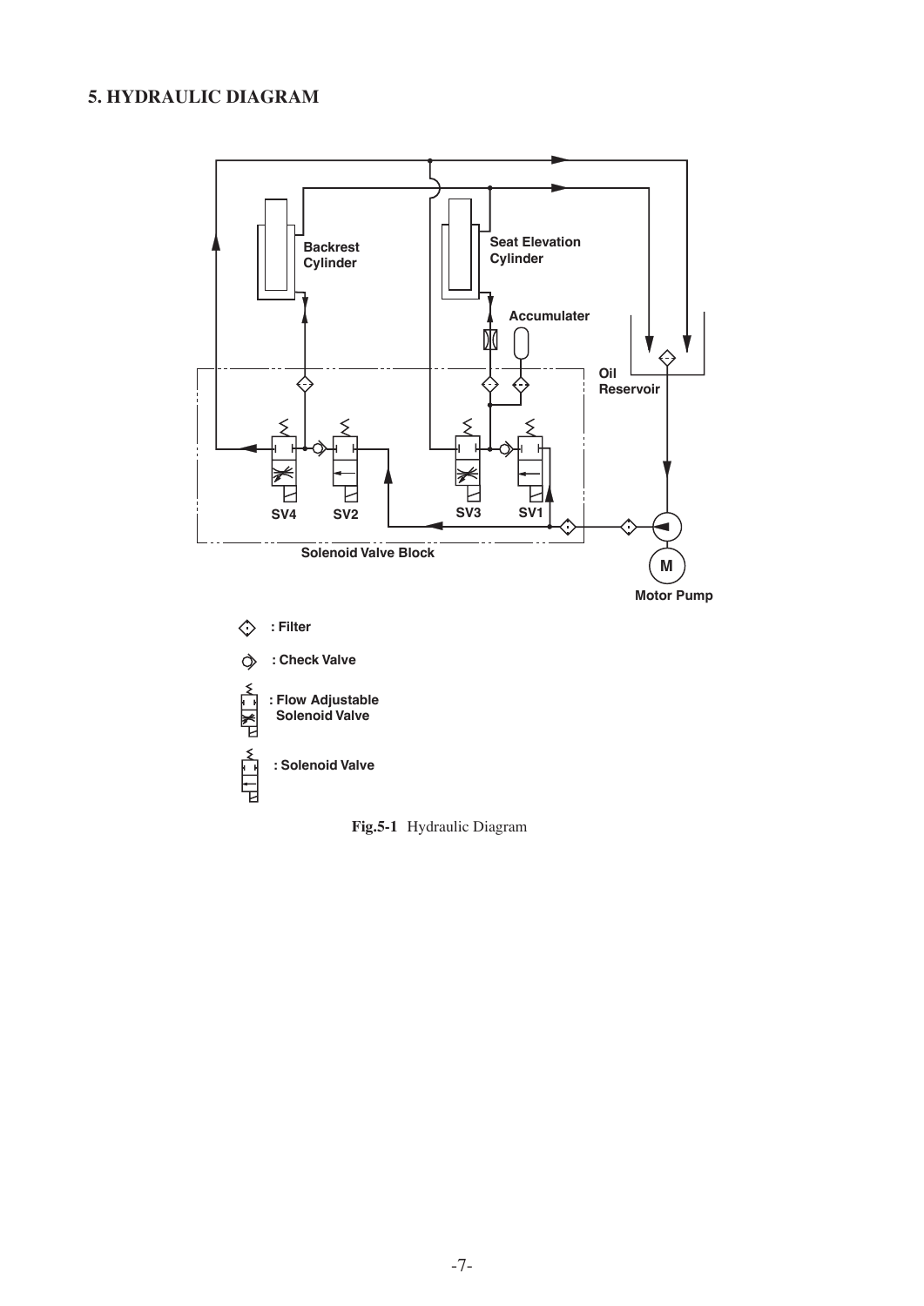## 5. HYDRAULIC DIAGRAM

Backrest Cylinder

Seat Elevation Cylinder

Accumulater

Oil Reservoir

SV4 SV2 SV3 SV1

Solenoid Valve Block

M

Motor Pump

: Filter

: Check Valve

: Flow Adjustable Solenoid Valve

: Solenoid Valve

**Fig.5-1** Hydraulic Diagram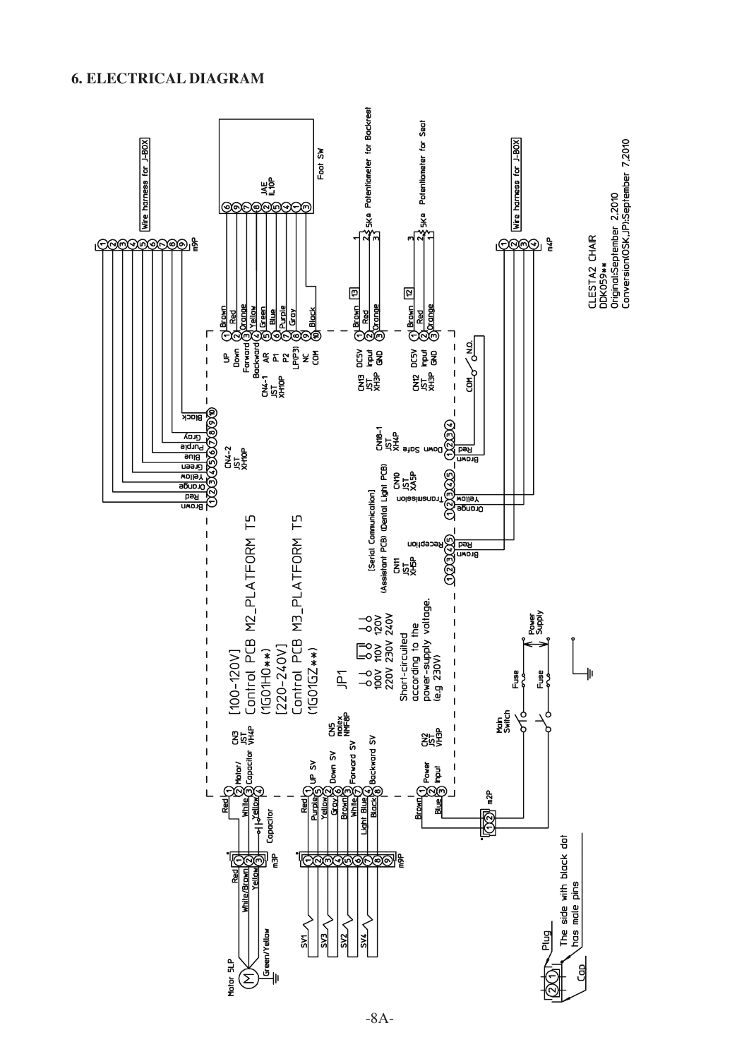## 6. ELECTRICAL DIAGRAM

[100-120V]
Control PCB M2_PLATFORM T5
(1G01H0**)
[220-240V]
Control PCB M3_PLATFORM T5
(1G01GZ**)

JP1

100V 110V 120V
220V 230V 240V

Short-circuited according to the power-supply voltage. (e.g 230V)

Motor 5LP

Plug

Cap

The side with black dot has male pins

Main Switch

Fuse

Power Supply

Foot SW

JAE IL10P

Wire harness for J-BOX

5kΩ Potentiometer for Backrest

5kΩ Potentiometer for Seat

CN3 JST VH4P: 1 Motor/ 2 Capacitor 3 Capacitor 4

CN5 molex NMF8P: 1 UP SV, 2 Down SV, 3 Forward SV, 4 Backward SV

CN2 JST VH3P: 1 Power 2 Input 3

CN4-1 JST XH10P: 1 UP, 2 Down, 3 Forward, 4 Backward, 5 AR, 6 P1, 7 P2, 8 LP(P3), 9 NC, 10 COM

CN4-2 JST XH10P

CN13 JST XH3P: 1 DC5V, 2 Input, 3 GND

CN12 JST XH3P: 1 DC5V, 2 Input, 3 GND

CN11 JST XH5P (Assistant PCB): Reception

CN10 JST XA5P (Dental Light PCB): Transmission

[Serial Communication]

CN18-1 JST XH4P: Down Safe

COM N.O.

CLESTA2 CHAIR
DDK059**
Original:September 2.2010
Conversion(OSK,JP):September 7.2010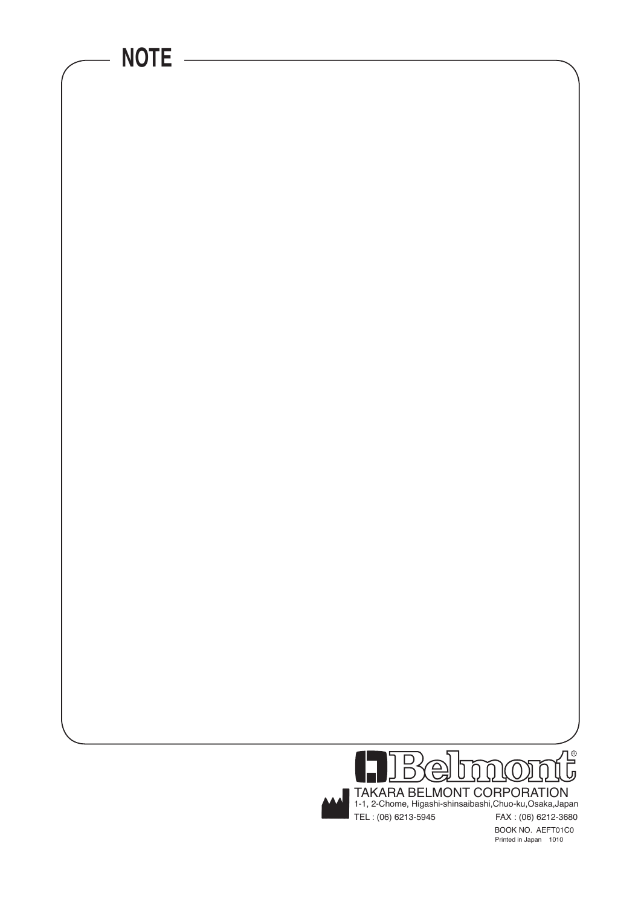## NOTE

Belmont®

TAKARA BELMONT CORPORATION
1-1, 2-Chome, Higashi-shinsaibashi,Chuo-ku,Osaka,Japan
TEL : (06) 6213-5945 FAX : (06) 6212-3680

BOOK NO. AEFT01C0
Printed in Japan 1010